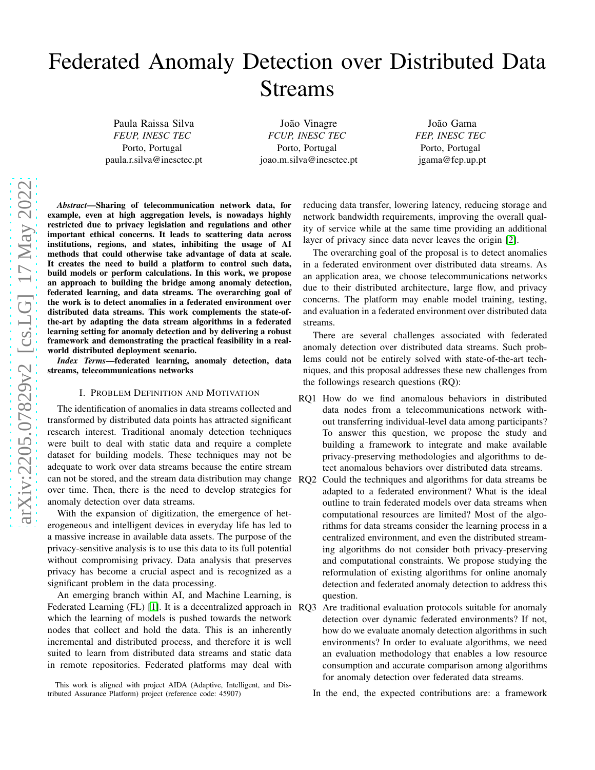# Federated Anomaly Detection over Distributed Data Streams

Paula Raissa Silva
*FEUP, INESC TEC*
Porto, Portugal
paula.r.silva@inesctec.pt

João Vinagre
*FCUP, INESC TEC*
Porto, Portugal
joao.m.silva@inesctec.pt

João Gama
*FEP, INESC TEC*
Porto, Portugal
jgama@fep.up.pt

***Abstract*—Sharing of telecommunication network data, for example, even at high aggregation levels, is nowadays highly restricted due to privacy legislation and regulations and other important ethical concerns. It leads to scattering data across institutions, regions, and states, inhibiting the usage of AI methods that could otherwise take advantage of data at scale. It creates the need to build a platform to control such data, build models or perform calculations. In this work, we propose an approach to building the bridge among anomaly detection, federated learning, and data streams. The overarching goal of the work is to detect anomalies in a federated environment over distributed data streams. This work complements the state-of-the-art by adapting the data stream algorithms in a federated learning setting for anomaly detection and by delivering a robust framework and demonstrating the practical feasibility in a real-world distributed deployment scenario.**

***Index Terms*—federated learning, anomaly detection, data streams, telecommunications networks**

## I. Problem Definition and Motivation

The identification of anomalies in data streams collected and transformed by distributed data points has attracted significant research interest. Traditional anomaly detection techniques were built to deal with static data and require a complete dataset for building models. These techniques may not be adequate to work over data streams because the entire stream can not be stored, and the stream data distribution may change over time. Then, there is the need to develop strategies for anomaly detection over data streams.

With the expansion of digitization, the emergence of heterogeneous and intelligent devices in everyday life has led to a massive increase in available data assets. The purpose of the privacy-sensitive analysis is to use this data to its full potential without compromising privacy. Data analysis that preserves privacy has become a crucial aspect and is recognized as a significant problem in the data processing.

An emerging branch within AI, and Machine Learning, is Federated Learning (FL) [1]. It is a decentralized approach in which the learning of models is pushed towards the network nodes that collect and hold the data. This is an inherently incremental and distributed process, and therefore it is well suited to learn from distributed data streams and static data in remote repositories. Federated platforms may deal with reducing data transfer, lowering latency, reducing storage and network bandwidth requirements, improving the overall quality of service while at the same time providing an additional layer of privacy since data never leaves the origin [2].

The overarching goal of the proposal is to detect anomalies in a federated environment over distributed data streams. As an application area, we choose telecommunications networks due to their distributed architecture, large flow, and privacy concerns. The platform may enable model training, testing, and evaluation in a federated environment over distributed data streams.

There are several challenges associated with federated anomaly detection over distributed data streams. Such problems could not be entirely solved with state-of-the-art techniques, and this proposal addresses these new challenges from the followings research questions (RQ):

- RQ1 How do we find anomalous behaviors in distributed data nodes from a telecommunications network without transferring individual-level data among participants? To answer this question, we propose the study and building a framework to integrate and make available privacy-preserving methodologies and algorithms to detect anomalous behaviors over distributed data streams.
- RQ2 Could the techniques and algorithms for data streams be adapted to a federated environment? What is the ideal outline to train federated models over data streams when computational resources are limited? Most of the algorithms for data streams consider the learning process in a centralized environment, and even the distributed streaming algorithms do not consider both privacy-preserving and computational constraints. We propose studying the reformulation of existing algorithms for online anomaly detection and federated anomaly detection to address this question.
- RQ3 Are traditional evaluation protocols suitable for anomaly detection over dynamic federated environments? If not, how do we evaluate anomaly detection algorithms in such environments? In order to evaluate algorithms, we need an evaluation methodology that enables a low resource consumption and accurate comparison among algorithms for anomaly detection over federated data streams.

In the end, the expected contributions are: a framework

This work is aligned with project AIDA (Adaptive, Intelligent, and Distributed Assurance Platform) project (reference code: 45907)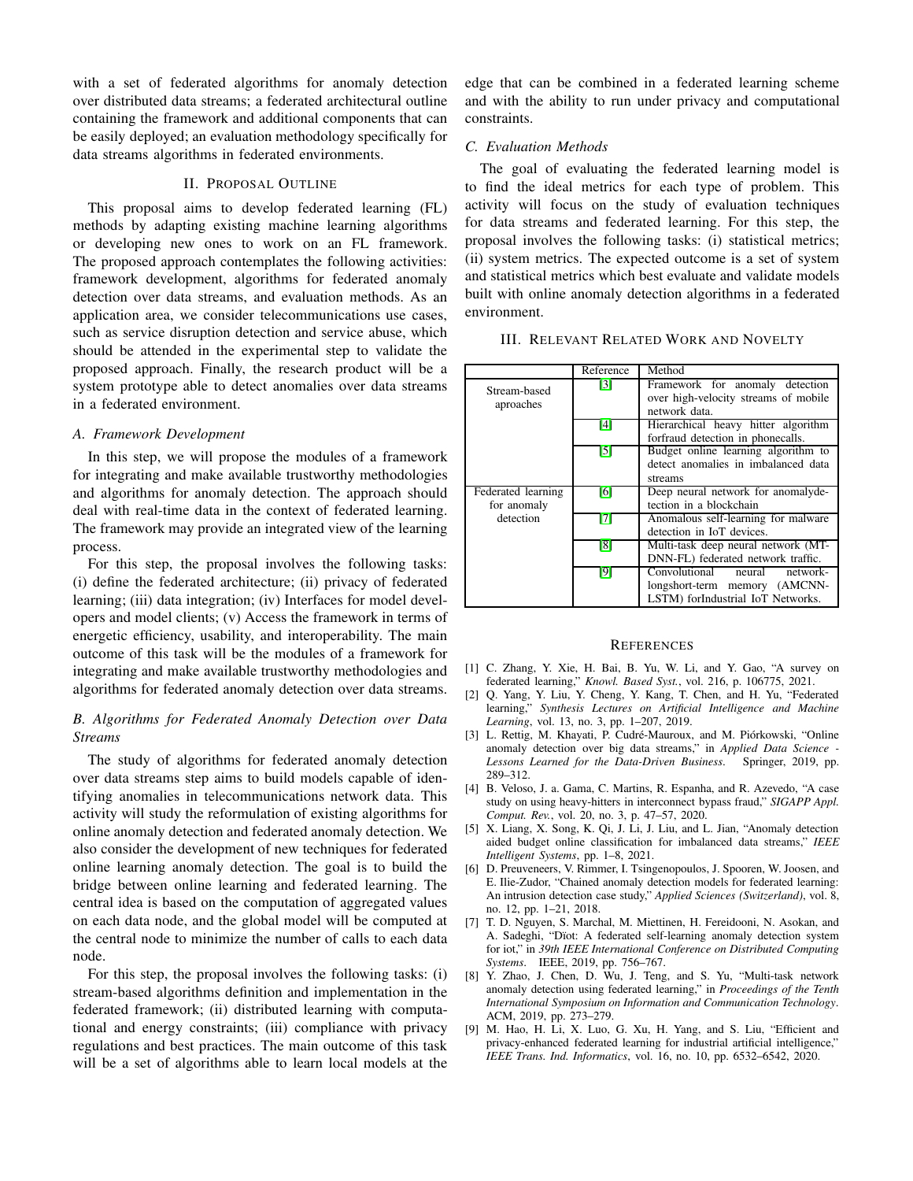with a set of federated algorithms for anomaly detection over distributed data streams; a federated architectural outline containing the framework and additional components that can be easily deployed; an evaluation methodology specifically for data streams algorithms in federated environments.

## II. Proposal Outline

This proposal aims to develop federated learning (FL) methods by adapting existing machine learning algorithms or developing new ones to work on an FL framework. The proposed approach contemplates the following activities: framework development, algorithms for federated anomaly detection over data streams, and evaluation methods. As an application area, we consider telecommunications use cases, such as service disruption detection and service abuse, which should be attended in the experimental step to validate the proposed approach. Finally, the research product will be a system prototype able to detect anomalies over data streams in a federated environment.

### *A. Framework Development*

In this step, we will propose the modules of a framework for integrating and make available trustworthy methodologies and algorithms for anomaly detection. The approach should deal with real-time data in the context of federated learning. The framework may provide an integrated view of the learning process.

For this step, the proposal involves the following tasks: (i) define the federated architecture; (ii) privacy of federated learning; (iii) data integration; (iv) Interfaces for model developers and model clients; (v) Access the framework in terms of energetic efficiency, usability, and interoperability. The main outcome of this task will be the modules of a framework for integrating and make available trustworthy methodologies and algorithms for federated anomaly detection over data streams.

### *B. Algorithms for Federated Anomaly Detection over Data Streams*

The study of algorithms for federated anomaly detection over data streams step aims to build models capable of identifying anomalies in telecommunications network data. This activity will study the reformulation of existing algorithms for online anomaly detection and federated anomaly detection. We also consider the development of new techniques for federated online learning anomaly detection. The goal is to build the bridge between online learning and federated learning. The central idea is based on the computation of aggregated values on each data node, and the global model will be computed at the central node to minimize the number of calls to each data node.

For this step, the proposal involves the following tasks: (i) stream-based algorithms definition and implementation in the federated framework; (ii) distributed learning with computational and energy constraints; (iii) compliance with privacy regulations and best practices. The main outcome of this task will be a set of algorithms able to learn local models at the edge that can be combined in a federated learning scheme and with the ability to run under privacy and computational constraints.

### *C. Evaluation Methods*

The goal of evaluating the federated learning model is to find the ideal metrics for each type of problem. This activity will focus on the study of evaluation techniques for data streams and federated learning. For this step, the proposal involves the following tasks: (i) statistical metrics; (ii) system metrics. The expected outcome is a set of system and statistical metrics which best evaluate and validate models built with online anomaly detection algorithms in a federated environment.

## III. Relevant Related Work and Novelty

| | Reference | Method |
|---|---|---|
| Stream-based aproaches | [3] | Framework for anomaly detection over high-velocity streams of mobile network data. |
| | [4] | Hierarchical heavy hitter algorithm forfraud detection in phonecalls. |
| | [5] | Budget online learning algorithm to detect anomalies in imbalanced data streams |
| Federated learning for anomaly detection | [6] | Deep neural network for anomalydetection in a blockchain |
| | [7] | Anomalous self-learning for malware detection in IoT devices. |
| | [8] | Multi-task deep neural network (MT-DNN-FL) federated network traffic. |
| | [9] | Convolutional neural network-longshort-term memory (AMCNN-LSTM) forIndustrial IoT Networks. |

## References

[1] C. Zhang, Y. Xie, H. Bai, B. Yu, W. Li, and Y. Gao, "A survey on federated learning," *Knowl. Based Syst.*, vol. 216, p. 106775, 2021.

[2] Q. Yang, Y. Liu, Y. Cheng, Y. Kang, T. Chen, and H. Yu, "Federated learning," *Synthesis Lectures on Artificial Intelligence and Machine Learning*, vol. 13, no. 3, pp. 1–207, 2019.

[3] L. Rettig, M. Khayati, P. Cudré-Mauroux, and M. Piórkowski, "Online anomaly detection over big data streams," in *Applied Data Science - Lessons Learned for the Data-Driven Business*. Springer, 2019, pp. 289–312.

[4] B. Veloso, J. a. Gama, C. Martins, R. Espanha, and R. Azevedo, "A case study on using heavy-hitters in interconnect bypass fraud," *SIGAPP Appl. Comput. Rev.*, vol. 20, no. 3, p. 47–57, 2020.

[5] X. Liang, X. Song, K. Qi, J. Li, J. Liu, and L. Jian, "Anomaly detection aided budget online classification for imbalanced data streams," *IEEE Intelligent Systems*, pp. 1–8, 2021.

[6] D. Preuveneers, V. Rimmer, I. Tsingenopoulos, J. Spooren, W. Joosen, and E. Ilie-Zudor, "Chained anomaly detection models for federated learning: An intrusion detection case study," *Applied Sciences (Switzerland)*, vol. 8, no. 12, pp. 1–21, 2018.

[7] T. D. Nguyen, S. Marchal, M. Miettinen, H. Fereidooni, N. Asokan, and A. Sadeghi, "Dïot: A federated self-learning anomaly detection system for iot," in *39th IEEE International Conference on Distributed Computing Systems*. IEEE, 2019, pp. 756–767.

[8] Y. Zhao, J. Chen, D. Wu, J. Teng, and S. Yu, "Multi-task network anomaly detection using federated learning," in *Proceedings of the Tenth International Symposium on Information and Communication Technology*. ACM, 2019, pp. 273–279.

[9] M. Hao, H. Li, X. Luo, G. Xu, H. Yang, and S. Liu, "Efficient and privacy-enhanced federated learning for industrial artificial intelligence," *IEEE Trans. Ind. Informatics*, vol. 16, no. 10, pp. 6532–6542, 2020.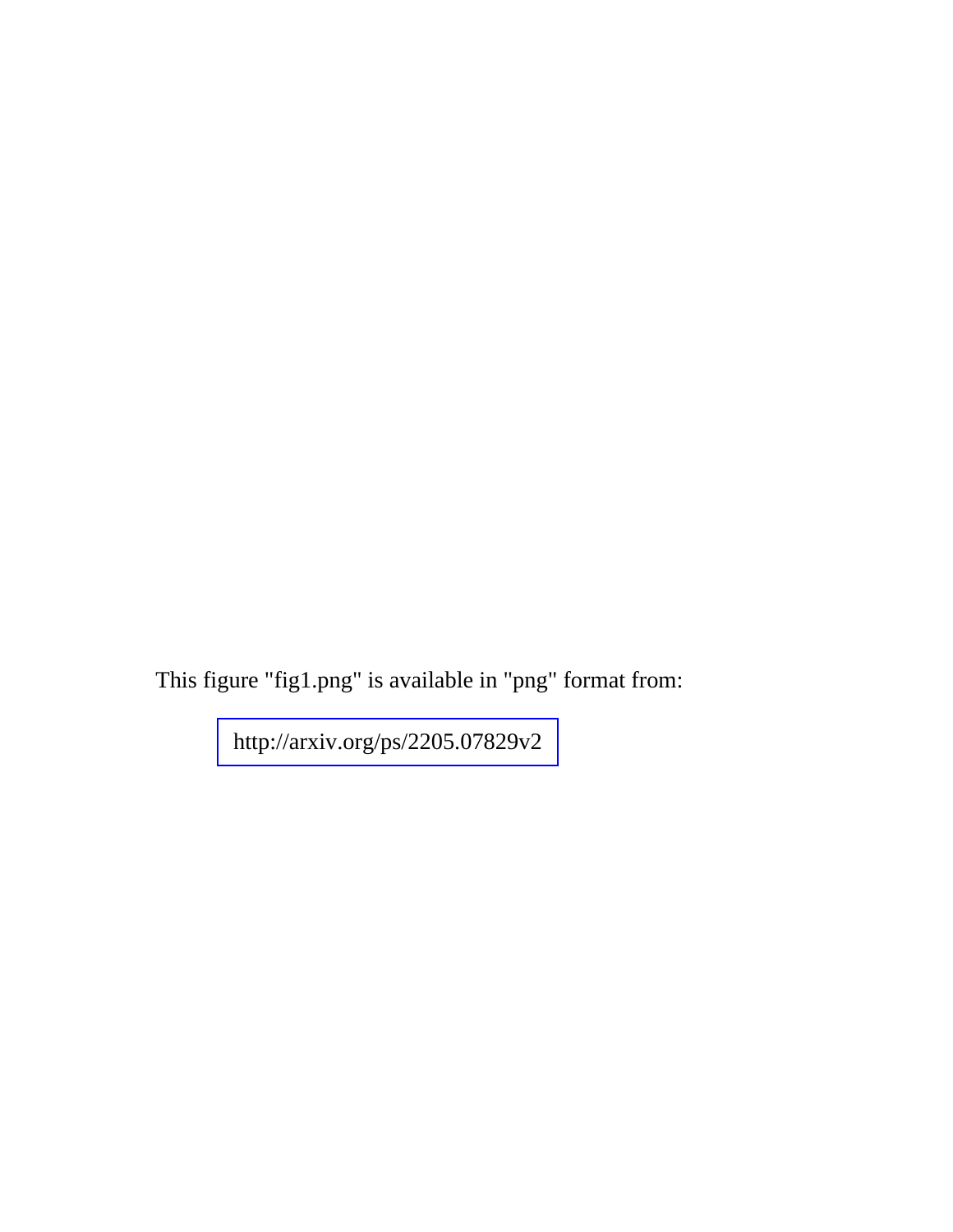This figure "fig1.png" is available in "png" format from:

http://arxiv.org/ps/2205.07829v2